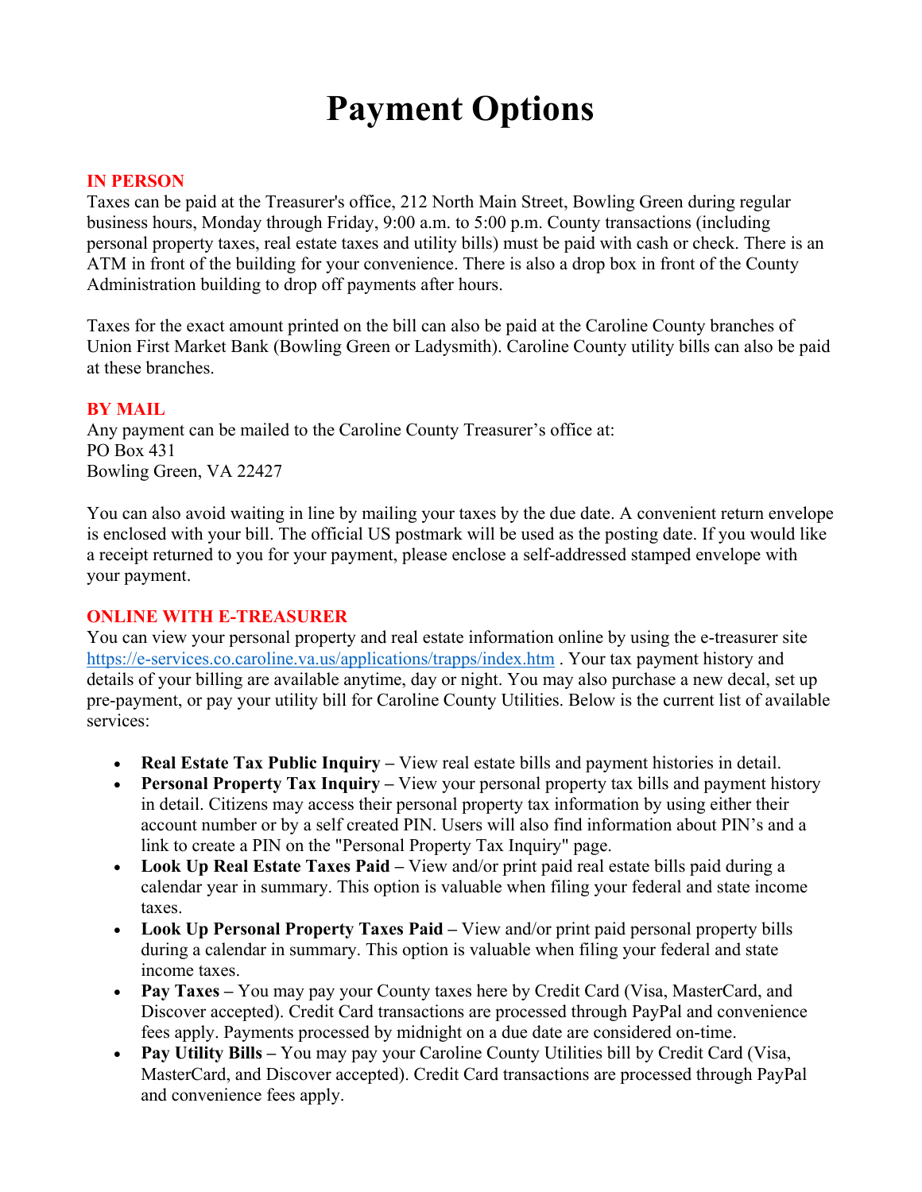# Payment Options

## IN PERSON

Taxes can be paid at the Treasurer's office, 212 North Main Street, Bowling Green during regular business hours, Monday through Friday, 9:00 a.m. to 5:00 p.m. County transactions (including personal property taxes, real estate taxes and utility bills) must be paid with cash or check. There is an ATM in front of the building for your convenience. There is also a drop box in front of the County Administration building to drop off payments after hours.

Taxes for the exact amount printed on the bill can also be paid at the Caroline County branches of Union First Market Bank (Bowling Green or Ladysmith). Caroline County utility bills can also be paid at these branches.

## BY MAIL

Any payment can be mailed to the Caroline County Treasurer's office at:
PO Box 431
Bowling Green, VA 22427

You can also avoid waiting in line by mailing your taxes by the due date. A convenient return envelope is enclosed with your bill. The official US postmark will be used as the posting date. If you would like a receipt returned to you for your payment, please enclose a self-addressed stamped envelope with your payment.

## ONLINE WITH E-TREASURER

You can view your personal property and real estate information online by using the e-treasurer site https://e-services.co.caroline.va.us/applications/trapps/index.htm . Your tax payment history and details of your billing are available anytime, day or night. You may also purchase a new decal, set up pre-payment, or pay your utility bill for Caroline County Utilities. Below is the current list of available services:

- **Real Estate Tax Public Inquiry –** View real estate bills and payment histories in detail.
- **Personal Property Tax Inquiry –** View your personal property tax bills and payment history in detail. Citizens may access their personal property tax information by using either their account number or by a self created PIN. Users will also find information about PIN's and a link to create a PIN on the "Personal Property Tax Inquiry" page.
- **Look Up Real Estate Taxes Paid –** View and/or print paid real estate bills paid during a calendar year in summary. This option is valuable when filing your federal and state income taxes.
- **Look Up Personal Property Taxes Paid –** View and/or print paid personal property bills during a calendar in summary. This option is valuable when filing your federal and state income taxes.
- **Pay Taxes –** You may pay your County taxes here by Credit Card (Visa, MasterCard, and Discover accepted). Credit Card transactions are processed through PayPal and convenience fees apply. Payments processed by midnight on a due date are considered on-time.
- **Pay Utility Bills –** You may pay your Caroline County Utilities bill by Credit Card (Visa, MasterCard, and Discover accepted). Credit Card transactions are processed through PayPal and convenience fees apply.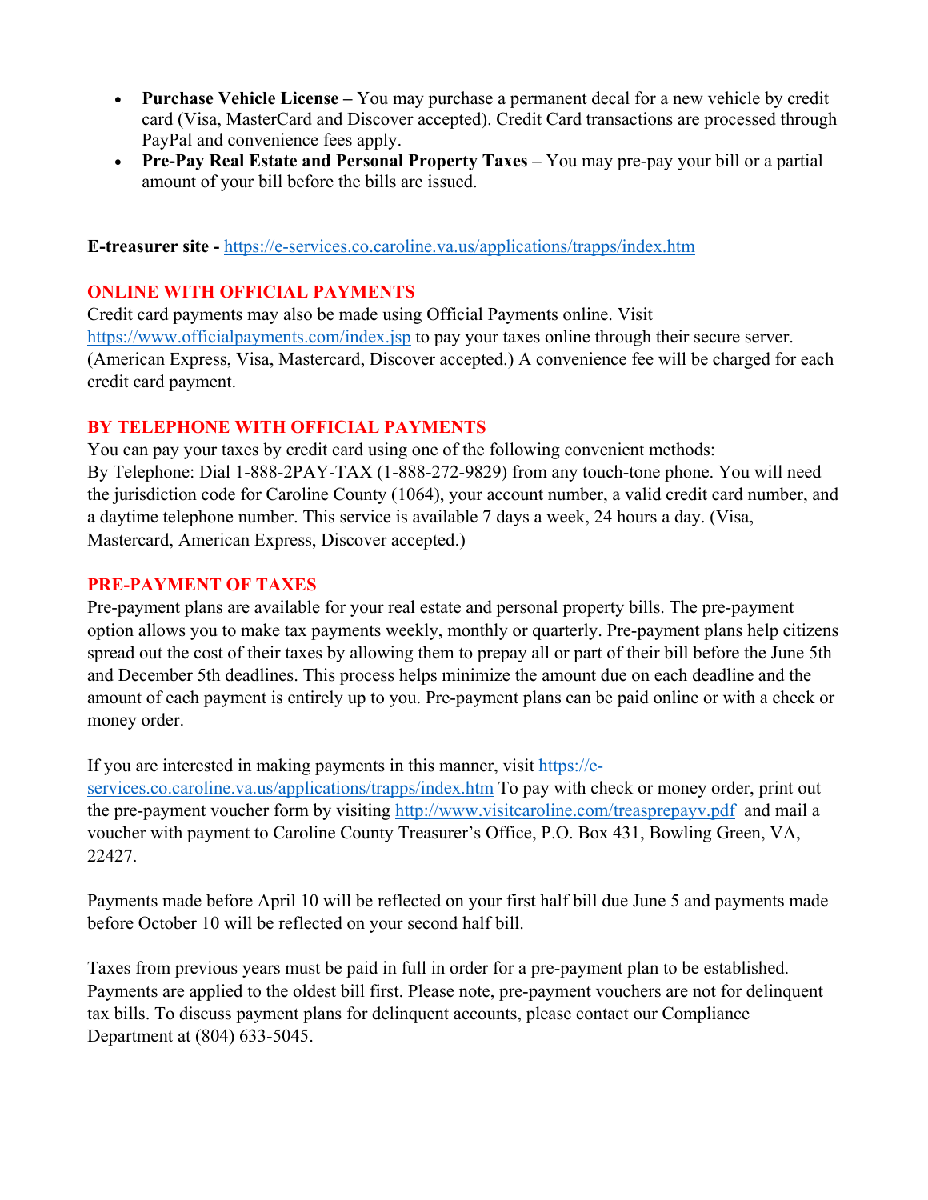- **Purchase Vehicle License –** You may purchase a permanent decal for a new vehicle by credit card (Visa, MasterCard and Discover accepted). Credit Card transactions are processed through PayPal and convenience fees apply.
- **Pre-Pay Real Estate and Personal Property Taxes –** You may pre-pay your bill or a partial amount of your bill before the bills are issued.

**E-treasurer site -** https://e-services.co.caroline.va.us/applications/trapps/index.htm

## ONLINE WITH OFFICIAL PAYMENTS

Credit card payments may also be made using Official Payments online. Visit https://www.officialpayments.com/index.jsp to pay your taxes online through their secure server. (American Express, Visa, Mastercard, Discover accepted.) A convenience fee will be charged for each credit card payment.

## BY TELEPHONE WITH OFFICIAL PAYMENTS

You can pay your taxes by credit card using one of the following convenient methods:
By Telephone: Dial 1-888-2PAY-TAX (1-888-272-9829) from any touch-tone phone. You will need the jurisdiction code for Caroline County (1064), your account number, a valid credit card number, and a daytime telephone number. This service is available 7 days a week, 24 hours a day. (Visa, Mastercard, American Express, Discover accepted.)

## PRE-PAYMENT OF TAXES

Pre-payment plans are available for your real estate and personal property bills. The pre-payment option allows you to make tax payments weekly, monthly or quarterly. Pre-payment plans help citizens spread out the cost of their taxes by allowing them to prepay all or part of their bill before the June 5th and December 5th deadlines. This process helps minimize the amount due on each deadline and the amount of each payment is entirely up to you. Pre-payment plans can be paid online or with a check or money order.

If you are interested in making payments in this manner, visit https://e-services.co.caroline.va.us/applications/trapps/index.htm To pay with check or money order, print out the pre-payment voucher form by visiting http://www.visitcaroline.com/treasprepayv.pdf and mail a voucher with payment to Caroline County Treasurer's Office, P.O. Box 431, Bowling Green, VA, 22427.

Payments made before April 10 will be reflected on your first half bill due June 5 and payments made before October 10 will be reflected on your second half bill.

Taxes from previous years must be paid in full in order for a pre-payment plan to be established. Payments are applied to the oldest bill first. Please note, pre-payment vouchers are not for delinquent tax bills. To discuss payment plans for delinquent accounts, please contact our Compliance Department at (804) 633-5045.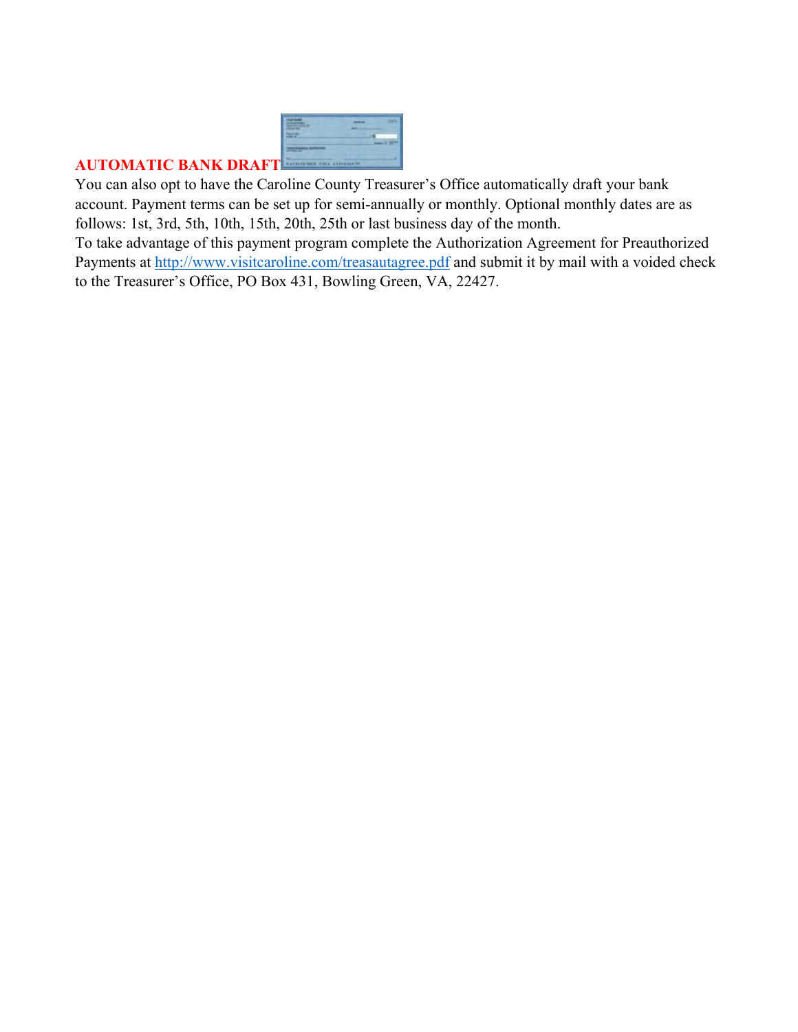## AUTOMATIC BANK DRAFT

You can also opt to have the Caroline County Treasurer's Office automatically draft your bank account. Payment terms can be set up for semi-annually or monthly. Optional monthly dates are as follows: 1st, 3rd, 5th, 10th, 15th, 20th, 25th or last business day of the month.

To take advantage of this payment program complete the Authorization Agreement for Preauthorized Payments at [http://www.visitcaroline.com/treasautagree.pdf](http://www.visitcaroline.com/treasautagree.pdf) and submit it by mail with a voided check to the Treasurer's Office, PO Box 431, Bowling Green, VA, 22427.